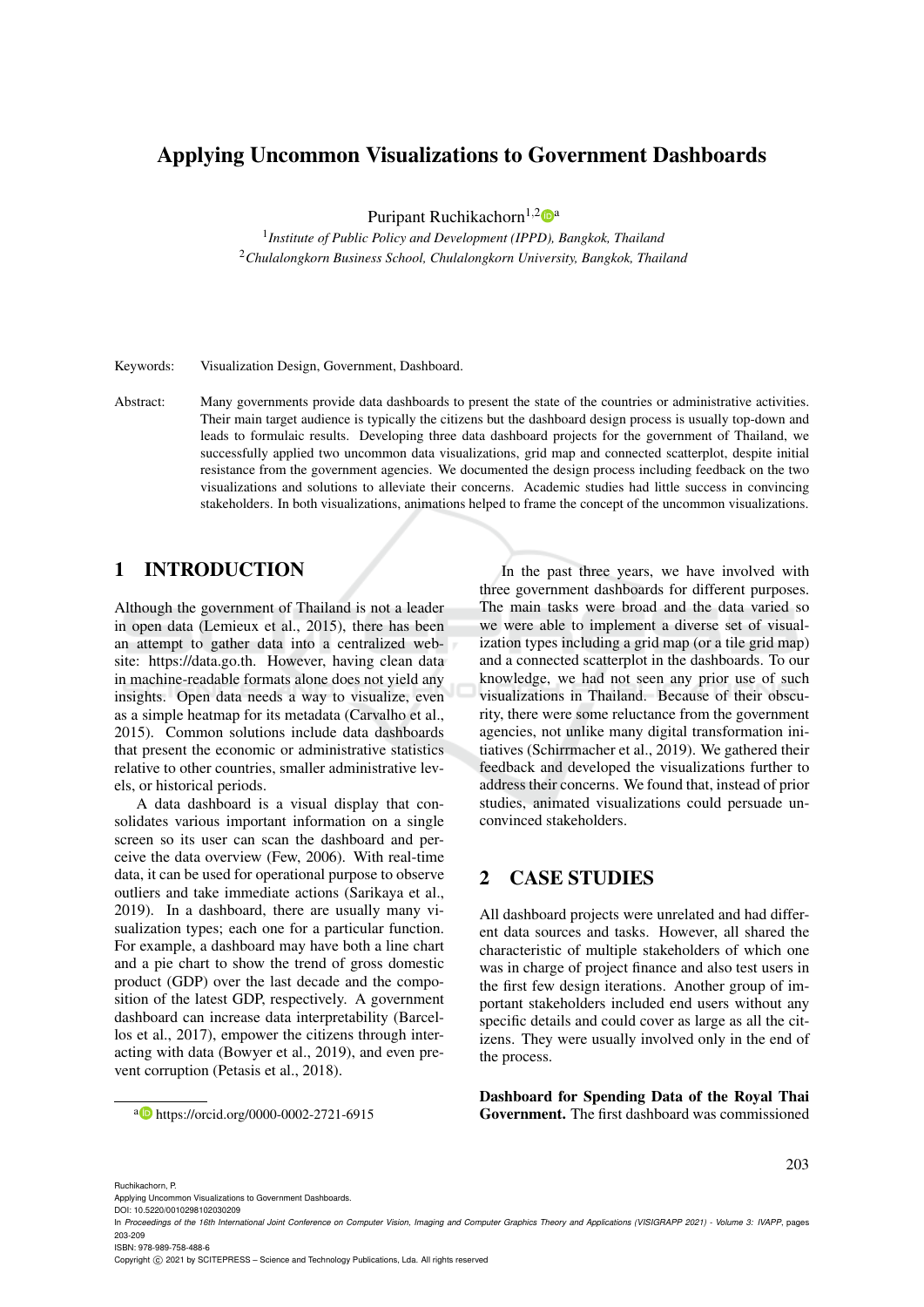# Applying Uncommon Visualizations to Government Dashboards

Puripant Ruchikachorn[1,2][a]

[1] *Institute of Public Policy and Development (IPPD), Bangkok, Thailand*
[2] *Chulalongkorn Business School, Chulalongkorn University, Bangkok, Thailand*

Keywords: Visualization Design, Government, Dashboard.

Abstract: Many governments provide data dashboards to present the state of the countries or administrative activities. Their main target audience is typically the citizens but the dashboard design process is usually top-down and leads to formulaic results. Developing three data dashboard projects for the government of Thailand, we successfully applied two uncommon data visualizations, grid map and connected scatterplot, despite initial resistance from the government agencies. We documented the design process including feedback on the two visualizations and solutions to alleviate their concerns. Academic studies had little success in convincing stakeholders. In both visualizations, animations helped to frame the concept of the uncommon visualizations.

## 1 INTRODUCTION

Although the government of Thailand is not a leader in open data (Lemieux et al., 2015), there has been an attempt to gather data into a centralized website: https://data.go.th. However, having clean data in machine-readable formats alone does not yield any insights. Open data needs a way to visualize, even as a simple heatmap for its metadata (Carvalho et al., 2015). Common solutions include data dashboards that present the economic or administrative statistics relative to other countries, smaller administrative levels, or historical periods.

A data dashboard is a visual display that consolidates various important information on a single screen so its user can scan the dashboard and perceive the data overview (Few, 2006). With real-time data, it can be used for operational purpose to observe outliers and take immediate actions (Sarikaya et al., 2019). In a dashboard, there are usually many visualization types; each one for a particular function. For example, a dashboard may have both a line chart and a pie chart to show the trend of gross domestic product (GDP) over the last decade and the composition of the latest GDP, respectively. A government dashboard can increase data interpretability (Barcellos et al., 2017), empower the citizens through interacting with data (Bowyer et al., 2019), and even prevent corruption (Petasis et al., 2018).

In the past three years, we have involved with three government dashboards for different purposes. The main tasks were broad and the data varied so we were able to implement a diverse set of visualization types including a grid map (or a tile grid map) and a connected scatterplot in the dashboards. To our knowledge, we had not seen any prior use of such visualizations in Thailand. Because of their obscurity, there were some reluctance from the government agencies, not unlike many digital transformation initiatives (Schirrmacher et al., 2019). We gathered their feedback and developed the visualizations further to address their concerns. We found that, instead of prior studies, animated visualizations could persuade unconvinced stakeholders.

## 2 CASE STUDIES

All dashboard projects were unrelated and had different data sources and tasks. However, all shared the characteristic of multiple stakeholders of which one was in charge of project finance and also test users in the first few design iterations. Another group of important stakeholders included end users without any specific details and could cover as large as all the citizens. They were usually involved only in the end of the process.

**Dashboard for Spending Data of the Royal Thai Government.** The first dashboard was commissioned

[a] https://orcid.org/0000-0002-2721-6915

Ruchikachorn, P.
Applying Uncommon Visualizations to Government Dashboards.
DOI: 10.5220/0010298102030209
In *Proceedings of the 16th International Joint Conference on Computer Vision, Imaging and Computer Graphics Theory and Applications (VISIGRAPP 2021) - Volume 3: IVAPP*, pages 203-209
ISBN: 978-989-758-488-6
Copyright © 2021 by SCITEPRESS – Science and Technology Publications, Lda. All rights reserved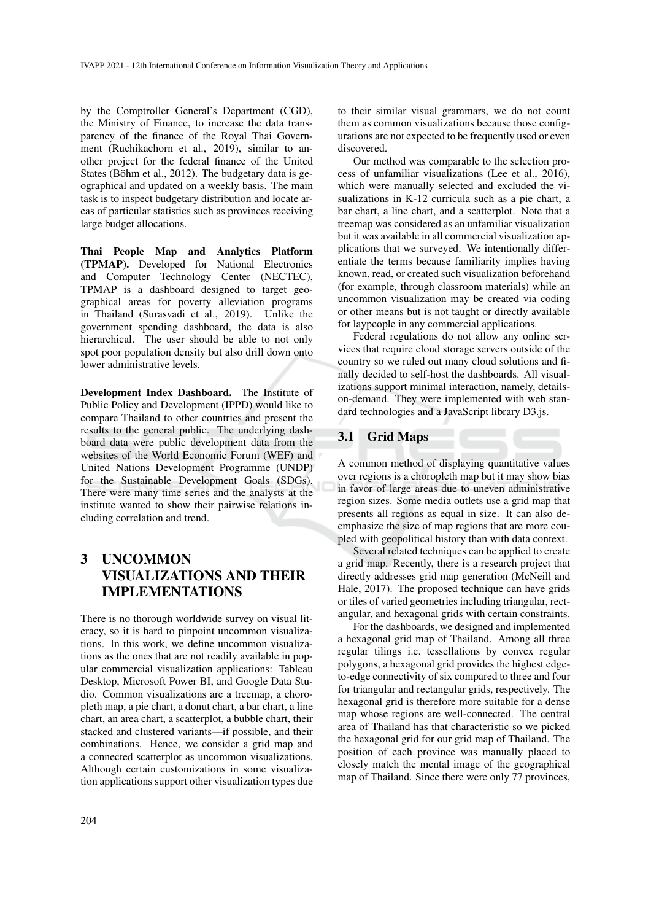by the Comptroller General's Department (CGD), the Ministry of Finance, to increase the data transparency of the finance of the Royal Thai Government (Ruchikachorn et al., 2019), similar to another project for the federal finance of the United States (Böhm et al., 2012). The budgetary data is geographical and updated on a weekly basis. The main task is to inspect budgetary distribution and locate areas of particular statistics such as provinces receiving large budget allocations.

**Thai People Map and Analytics Platform (TPMAP).** Developed for National Electronics and Computer Technology Center (NECTEC), TPMAP is a dashboard designed to target geographical areas for poverty alleviation programs in Thailand (Surasvadi et al., 2019). Unlike the government spending dashboard, the data is also hierarchical. The user should be able to not only spot poor population density but also drill down onto lower administrative levels.

**Development Index Dashboard.** The Institute of Public Policy and Development (IPPD) would like to compare Thailand to other countries and present the results to the general public. The underlying dashboard data were public development data from the websites of the World Economic Forum (WEF) and United Nations Development Programme (UNDP) for the Sustainable Development Goals (SDGs). There were many time series and the analysts at the institute wanted to show their pairwise relations including correlation and trend.

# 3 UNCOMMON VISUALIZATIONS AND THEIR IMPLEMENTATIONS

There is no thorough worldwide survey on visual literacy, so it is hard to pinpoint uncommon visualizations. In this work, we define uncommon visualizations as the ones that are not readily available in popular commercial visualization applications: Tableau Desktop, Microsoft Power BI, and Google Data Studio. Common visualizations are a treemap, a choropleth map, a pie chart, a donut chart, a bar chart, a line chart, an area chart, a scatterplot, a bubble chart, their stacked and clustered variants—if possible, and their combinations. Hence, we consider a grid map and a connected scatterplot as uncommon visualizations. Although certain customizations in some visualization applications support other visualization types due to their similar visual grammars, we do not count them as common visualizations because those configurations are not expected to be frequently used or even discovered.

Our method was comparable to the selection process of unfamiliar visualizations (Lee et al., 2016), which were manually selected and excluded the visualizations in K-12 curricula such as a pie chart, a bar chart, a line chart, and a scatterplot. Note that a treemap was considered as an unfamiliar visualization but it was available in all commercial visualization applications that we surveyed. We intentionally differentiate the terms because familiarity implies having known, read, or created such visualization beforehand (for example, through classroom materials) while an uncommon visualization may be created via coding or other means but is not taught or directly available for laypeople in any commercial applications.

Federal regulations do not allow any online services that require cloud storage servers outside of the country so we ruled out many cloud solutions and finally decided to self-host the dashboards. All visualizations support minimal interaction, namely, details-on-demand. They were implemented with web standard technologies and a JavaScript library D3.js.

## 3.1 Grid Maps

A common method of displaying quantitative values over regions is a choropleth map but it may show bias in favor of large areas due to uneven administrative region sizes. Some media outlets use a grid map that presents all regions as equal in size. It can also deemphasize the size of map regions that are more coupled with geopolitical history than with data context.

Several related techniques can be applied to create a grid map. Recently, there is a research project that directly addresses grid map generation (McNeill and Hale, 2017). The proposed technique can have grids or tiles of varied geometries including triangular, rectangular, and hexagonal grids with certain constraints.

For the dashboards, we designed and implemented a hexagonal grid map of Thailand. Among all three regular tilings i.e. tessellations by convex regular polygons, a hexagonal grid provides the highest edge-to-edge connectivity of six compared to three and four for triangular and rectangular grids, respectively. The hexagonal grid is therefore more suitable for a dense map whose regions are well-connected. The central area of Thailand has that characteristic so we picked the hexagonal grid for our grid map of Thailand. The position of each province was manually placed to closely match the mental image of the geographical map of Thailand. Since there were only 77 provinces,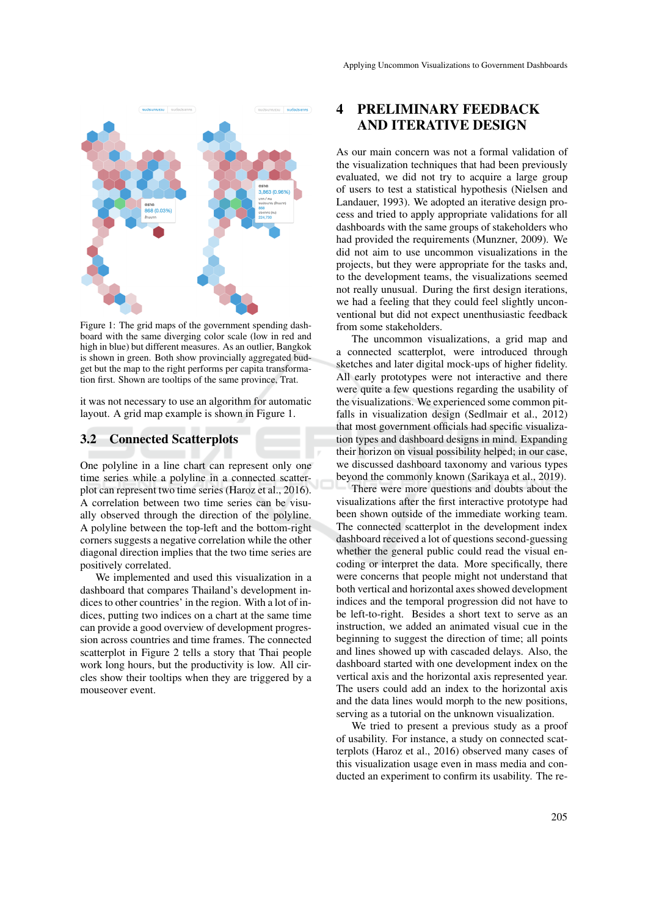Figure 1: The grid maps of the government spending dashboard with the same diverging color scale (low in red and high in blue) but different measures. As an outlier, Bangkok is shown in green. Both show provincially aggregated budget but the map to the right performs per capita transformation first. Shown are tooltips of the same province, Trat.

it was not necessary to use an algorithm for automatic layout. A grid map example is shown in Figure 1.

### 3.2 Connected Scatterplots

One polyline in a line chart can represent only one time series while a polyline in a connected scatterplot can represent two time series (Haroz et al., 2016). A correlation between two time series can be visually observed through the direction of the polyline. A polyline between the top-left and the bottom-right corners suggests a negative correlation while the other diagonal direction implies that the two time series are positively correlated.

We implemented and used this visualization in a dashboard that compares Thailand's development indices to other countries' in the region. With a lot of indices, putting two indices on a chart at the same time can provide a good overview of development progression across countries and time frames. The connected scatterplot in Figure 2 tells a story that Thai people work long hours, but the productivity is low. All circles show their tooltips when they are triggered by a mouseover event.

## 4 PRELIMINARY FEEDBACK AND ITERATIVE DESIGN

As our main concern was not a formal validation of the visualization techniques that had been previously evaluated, we did not try to acquire a large group of users to test a statistical hypothesis (Nielsen and Landauer, 1993). We adopted an iterative design process and tried to apply appropriate validations for all dashboards with the same groups of stakeholders who had provided the requirements (Munzner, 2009). We did not aim to use uncommon visualizations in the projects, but they were appropriate for the tasks and, to the development teams, the visualizations seemed not really unusual. During the first design iterations, we had a feeling that they could feel slightly unconventional but did not expect unenthusiastic feedback from some stakeholders.

The uncommon visualizations, a grid map and a connected scatterplot, were introduced through sketches and later digital mock-ups of higher fidelity. All early prototypes were not interactive and there were quite a few questions regarding the usability of the visualizations. We experienced some common pitfalls in visualization design (Sedlmair et al., 2012) that most government officials had specific visualization types and dashboard designs in mind. Expanding their horizon on visual possibility helped; in our case, we discussed dashboard taxonomy and various types beyond the commonly known (Sarikaya et al., 2019).

There were more questions and doubts about the visualizations after the first interactive prototype had been shown outside of the immediate working team. The connected scatterplot in the development index dashboard received a lot of questions second-guessing whether the general public could read the visual encoding or interpret the data. More specifically, there were concerns that people might not understand that both vertical and horizontal axes showed development indices and the temporal progression did not have to be left-to-right. Besides a short text to serve as an instruction, we added an animated visual cue in the beginning to suggest the direction of time; all points and lines showed up with cascaded delays. Also, the dashboard started with one development index on the vertical axis and the horizontal axis represented year. The users could add an index to the horizontal axis and the data lines would morph to the new positions, serving as a tutorial on the unknown visualization.

We tried to present a previous study as a proof of usability. For instance, a study on connected scatterplots (Haroz et al., 2016) observed many cases of this visualization usage even in mass media and conducted an experiment to confirm its usability. The re-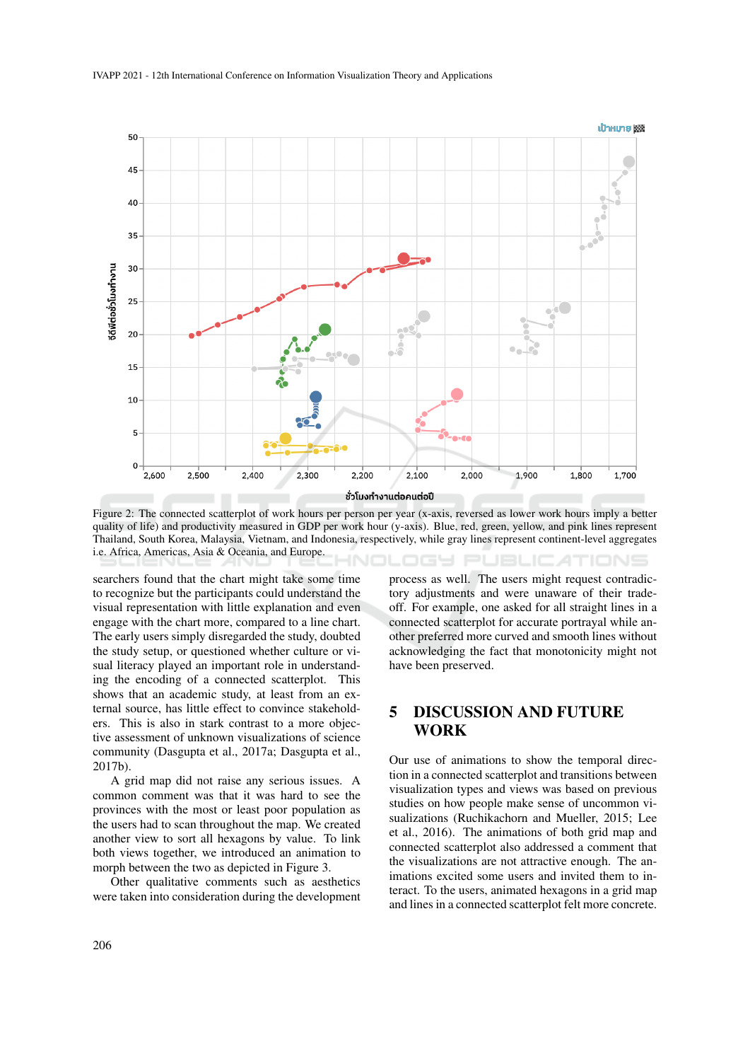Figure 2: The connected scatterplot of work hours per person per year (x-axis, reversed as lower work hours imply a better quality of life) and productivity measured in GDP per work hour (y-axis). Blue, red, green, yellow, and pink lines represent Thailand, South Korea, Malaysia, Vietnam, and Indonesia, respectively, while gray lines represent continent-level aggregates i.e. Africa, Americas, Asia & Oceania, and Europe.

searchers found that the chart might take some time to recognize but the participants could understand the visual representation with little explanation and even engage with the chart more, compared to a line chart. The early users simply disregarded the study, doubted the study setup, or questioned whether culture or visual literacy played an important role in understanding the encoding of a connected scatterplot. This shows that an academic study, at least from an external source, has little effect to convince stakeholders. This is also in stark contrast to a more objective assessment of unknown visualizations of science community (Dasgupta et al., 2017a; Dasgupta et al., 2017b).

A grid map did not raise any serious issues. A common comment was that it was hard to see the provinces with the most or least poor population as the users had to scan throughout the map. We created another view to sort all hexagons by value. To link both views together, we introduced an animation to morph between the two as depicted in Figure 3.

Other qualitative comments such as aesthetics were taken into consideration during the development process as well. The users might request contradictory adjustments and were unaware of their trade-off. For example, one asked for all straight lines in a connected scatterplot for accurate portrayal while another preferred more curved and smooth lines without acknowledging the fact that monotonicity might not have been preserved.

# 5 DISCUSSION AND FUTURE WORK

Our use of animations to show the temporal direction in a connected scatterplot and transitions between visualization types and views was based on previous studies on how people make sense of uncommon visualizations (Ruchikachorn and Mueller, 2015; Lee et al., 2016). The animations of both grid map and connected scatterplot also addressed a comment that the visualizations are not attractive enough. The animations excited some users and invited them to interact. To the users, animated hexagons in a grid map and lines in a connected scatterplot felt more concrete.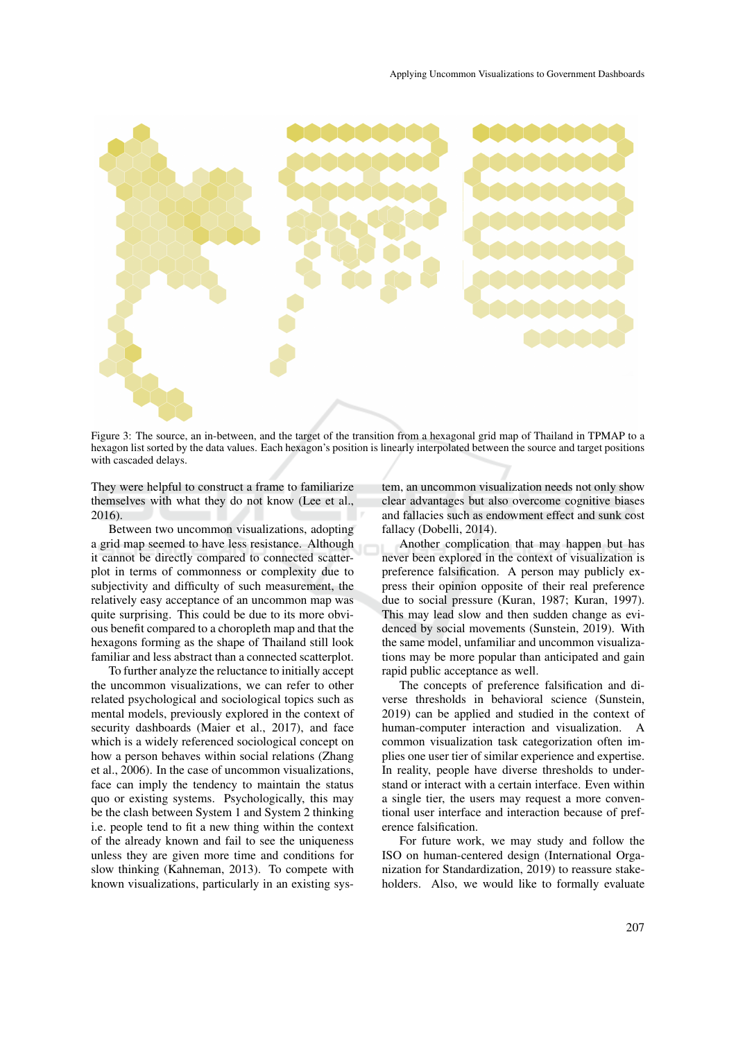Figure 3: The source, an in-between, and the target of the transition from a hexagonal grid map of Thailand in TPMAP to a hexagon list sorted by the data values. Each hexagon's position is linearly interpolated between the source and target positions with cascaded delays.

They were helpful to construct a frame to familiarize themselves with what they do not know (Lee et al., 2016).

Between two uncommon visualizations, adopting a grid map seemed to have less resistance. Although it cannot be directly compared to connected scatterplot in terms of commonness or complexity due to subjectivity and difficulty of such measurement, the relatively easy acceptance of an uncommon map was quite surprising. This could be due to its more obvious benefit compared to a choropleth map and that the hexagons forming as the shape of Thailand still look familiar and less abstract than a connected scatterplot.

To further analyze the reluctance to initially accept the uncommon visualizations, we can refer to other related psychological and sociological topics such as mental models, previously explored in the context of security dashboards (Maier et al., 2017), and face which is a widely referenced sociological concept on how a person behaves within social relations (Zhang et al., 2006). In the case of uncommon visualizations, face can imply the tendency to maintain the status quo or existing systems. Psychologically, this may be the clash between System 1 and System 2 thinking i.e. people tend to fit a new thing within the context of the already known and fail to see the uniqueness unless they are given more time and conditions for slow thinking (Kahneman, 2013). To compete with known visualizations, particularly in an existing system, an uncommon visualization needs not only show clear advantages but also overcome cognitive biases and fallacies such as endowment effect and sunk cost fallacy (Dobelli, 2014).

Another complication that may happen but has never been explored in the context of visualization is preference falsification. A person may publicly express their opinion opposite of their real preference due to social pressure (Kuran, 1987; Kuran, 1997). This may lead slow and then sudden change as evidenced by social movements (Sunstein, 2019). With the same model, unfamiliar and uncommon visualizations may be more popular than anticipated and gain rapid public acceptance as well.

The concepts of preference falsification and diverse thresholds in behavioral science (Sunstein, 2019) can be applied and studied in the context of human-computer interaction and visualization. A common visualization task categorization often implies one user tier of similar experience and expertise. In reality, people have diverse thresholds to understand or interact with a certain interface. Even within a single tier, the users may request a more conventional user interface and interaction because of preference falsification.

For future work, we may study and follow the ISO on human-centered design (International Organization for Standardization, 2019) to reassure stakeholders. Also, we would like to formally evaluate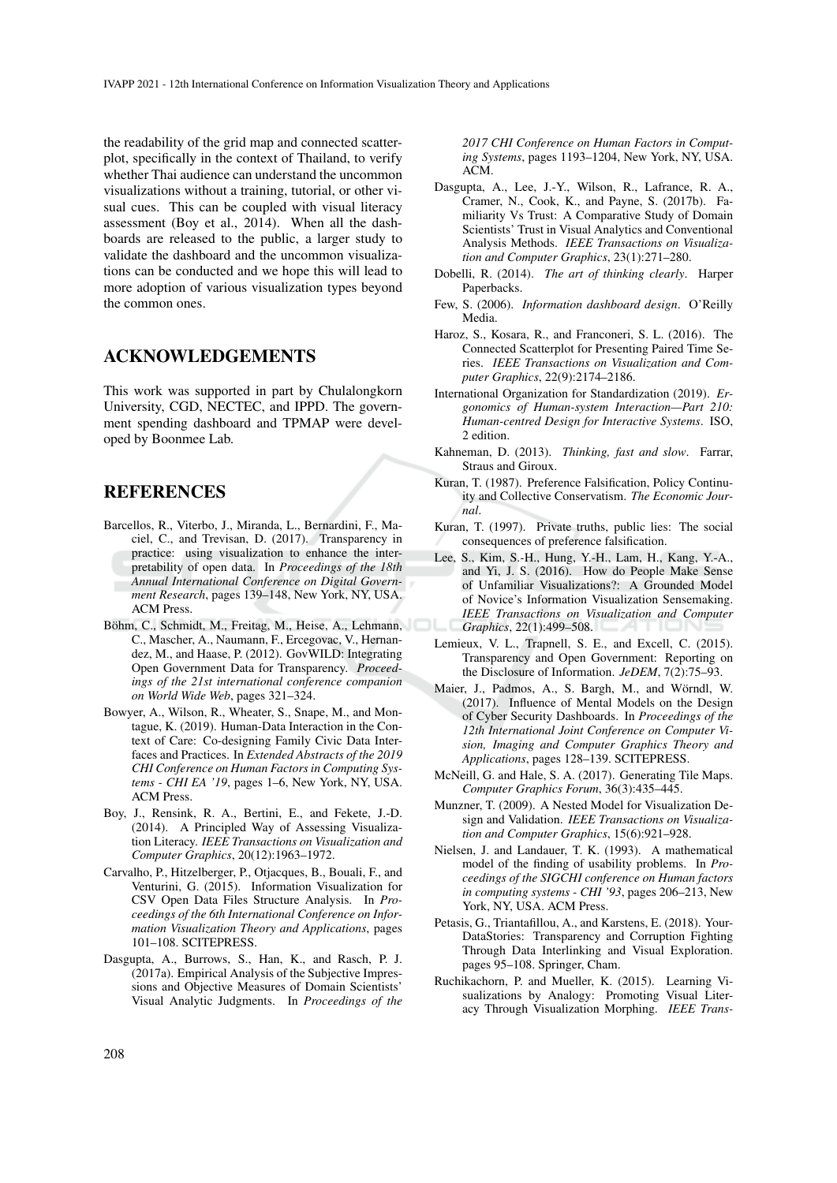the readability of the grid map and connected scatterplot, specifically in the context of Thailand, to verify whether Thai audience can understand the uncommon visualizations without a training, tutorial, or other visual cues. This can be coupled with visual literacy assessment (Boy et al., 2014). When all the dashboards are released to the public, a larger study to validate the dashboard and the uncommon visualizations can be conducted and we hope this will lead to more adoption of various visualization types beyond the common ones.

## ACKNOWLEDGEMENTS

This work was supported in part by Chulalongkorn University, CGD, NECTEC, and IPPD. The government spending dashboard and TPMAP were developed by Boonmee Lab.

## REFERENCES

Barcellos, R., Viterbo, J., Miranda, L., Bernardini, F., Maciel, C., and Trevisan, D. (2017). Transparency in practice: using visualization to enhance the interpretability of open data. In *Proceedings of the 18th Annual International Conference on Digital Government Research*, pages 139–148, New York, NY, USA. ACM Press.

Böhm, C., Schmidt, M., Freitag, M., Heise, A., Lehmann, C., Mascher, A., Naumann, F., Ercegovac, V., Hernandez, M., and Haase, P. (2012). GovWILD: Integrating Open Government Data for Transparency. *Proceedings of the 21st international conference companion on World Wide Web*, pages 321–324.

Bowyer, A., Wilson, R., Wheater, S., Snape, M., and Montague, K. (2019). Human-Data Interaction in the Context of Care: Co-designing Family Civic Data Interfaces and Practices. In *Extended Abstracts of the 2019 CHI Conference on Human Factors in Computing Systems - CHI EA '19*, pages 1–6, New York, NY, USA. ACM Press.

Boy, J., Rensink, R. A., Bertini, E., and Fekete, J.-D. (2014). A Principled Way of Assessing Visualization Literacy. *IEEE Transactions on Visualization and Computer Graphics*, 20(12):1963–1972.

Carvalho, P., Hitzelberger, P., Otjacques, B., Bouali, F., and Venturini, G. (2015). Information Visualization for CSV Open Data Files Structure Analysis. In *Proceedings of the 6th International Conference on Information Visualization Theory and Applications*, pages 101–108. SCITEPRESS.

Dasgupta, A., Burrows, S., Han, K., and Rasch, P. J. (2017a). Empirical Analysis of the Subjective Impressions and Objective Measures of Domain Scientists' Visual Analytic Judgments. In *Proceedings of the 2017 CHI Conference on Human Factors in Computing Systems*, pages 1193–1204, New York, NY, USA. ACM.

Dasgupta, A., Lee, J.-Y., Wilson, R., Lafrance, R. A., Cramer, N., Cook, K., and Payne, S. (2017b). Familiarity Vs Trust: A Comparative Study of Domain Scientists' Trust in Visual Analytics and Conventional Analysis Methods. *IEEE Transactions on Visualization and Computer Graphics*, 23(1):271–280.

Dobelli, R. (2014). *The art of thinking clearly*. Harper Paperbacks.

Few, S. (2006). *Information dashboard design*. O'Reilly Media.

Haroz, S., Kosara, R., and Franconeri, S. L. (2016). The Connected Scatterplot for Presenting Paired Time Series. *IEEE Transactions on Visualization and Computer Graphics*, 22(9):2174–2186.

International Organization for Standardization (2019). *Ergonomics of Human-system Interaction—Part 210: Human-centred Design for Interactive Systems*. ISO, 2 edition.

Kahneman, D. (2013). *Thinking, fast and slow*. Farrar, Straus and Giroux.

Kuran, T. (1987). Preference Falsification, Policy Continuity and Collective Conservatism. *The Economic Journal*.

Kuran, T. (1997). Private truths, public lies: The social consequences of preference falsification.

Lee, S., Kim, S.-H., Hung, Y.-H., Lam, H., Kang, Y.-A., and Yi, J. S. (2016). How do People Make Sense of Unfamiliar Visualizations?: A Grounded Model of Novice's Information Visualization Sensemaking. *IEEE Transactions on Visualization and Computer Graphics*, 22(1):499–508.

Lemieux, V. L., Trapnell, S. E., and Excell, C. (2015). Transparency and Open Government: Reporting on the Disclosure of Information. *JeDEM*, 7(2):75–93.

Maier, J., Padmos, A., S. Bargh, M., and Wörndl, W. (2017). Influence of Mental Models on the Design of Cyber Security Dashboards. In *Proceedings of the 12th International Joint Conference on Computer Vision, Imaging and Computer Graphics Theory and Applications*, pages 128–139. SCITEPRESS.

McNeill, G. and Hale, S. A. (2017). Generating Tile Maps. *Computer Graphics Forum*, 36(3):435–445.

Munzner, T. (2009). A Nested Model for Visualization Design and Validation. *IEEE Transactions on Visualization and Computer Graphics*, 15(6):921–928.

Nielsen, J. and Landauer, T. K. (1993). A mathematical model of the finding of usability problems. In *Proceedings of the SIGCHI conference on Human factors in computing systems - CHI '93*, pages 206–213, New York, NY, USA. ACM Press.

Petasis, G., Triantafillou, A., and Karstens, E. (2018). YourDataStories: Transparency and Corruption Fighting Through Data Interlinking and Visual Exploration. pages 95–108. Springer, Cham.

Ruchikachorn, P. and Mueller, K. (2015). Learning Visualizations by Analogy: Promoting Visual Literacy Through Visualization Morphing. *IEEE Trans-*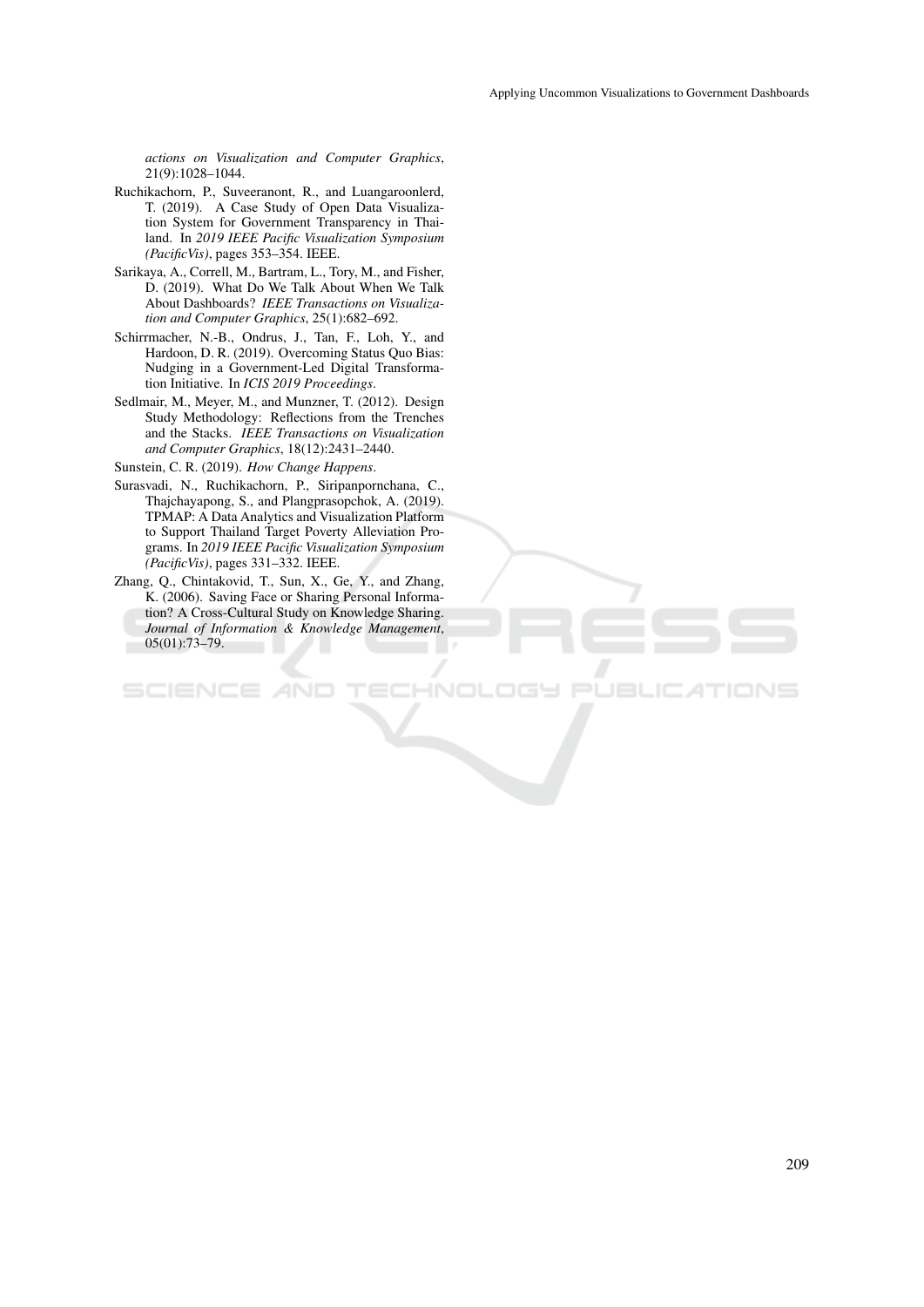*actions on Visualization and Computer Graphics*, 21(9):1028–1044.

Ruchikachorn, P., Suveeranont, R., and Luangaroonlerd, T. (2019). A Case Study of Open Data Visualization System for Government Transparency in Thailand. In *2019 IEEE Pacific Visualization Symposium (PacificVis)*, pages 353–354. IEEE.

Sarikaya, A., Correll, M., Bartram, L., Tory, M., and Fisher, D. (2019). What Do We Talk About When We Talk About Dashboards? *IEEE Transactions on Visualization and Computer Graphics*, 25(1):682–692.

Schirrmacher, N.-B., Ondrus, J., Tan, F., Loh, Y., and Hardoon, D. R. (2019). Overcoming Status Quo Bias: Nudging in a Government-Led Digital Transformation Initiative. In *ICIS 2019 Proceedings*.

Sedlmair, M., Meyer, M., and Munzner, T. (2012). Design Study Methodology: Reflections from the Trenches and the Stacks. *IEEE Transactions on Visualization and Computer Graphics*, 18(12):2431–2440.

Sunstein, C. R. (2019). *How Change Happens*.

Surasvadi, N., Ruchikachorn, P., Siripanpornchana, C., Thajchayapong, S., and Plangprasopchok, A. (2019). TPMAP: A Data Analytics and Visualization Platform to Support Thailand Target Poverty Alleviation Programs. In *2019 IEEE Pacific Visualization Symposium (PacificVis)*, pages 331–332. IEEE.

Zhang, Q., Chintakovid, T., Sun, X., Ge, Y., and Zhang, K. (2006). Saving Face or Sharing Personal Information? A Cross-Cultural Study on Knowledge Sharing. *Journal of Information & Knowledge Management*, 05(01):73–79.